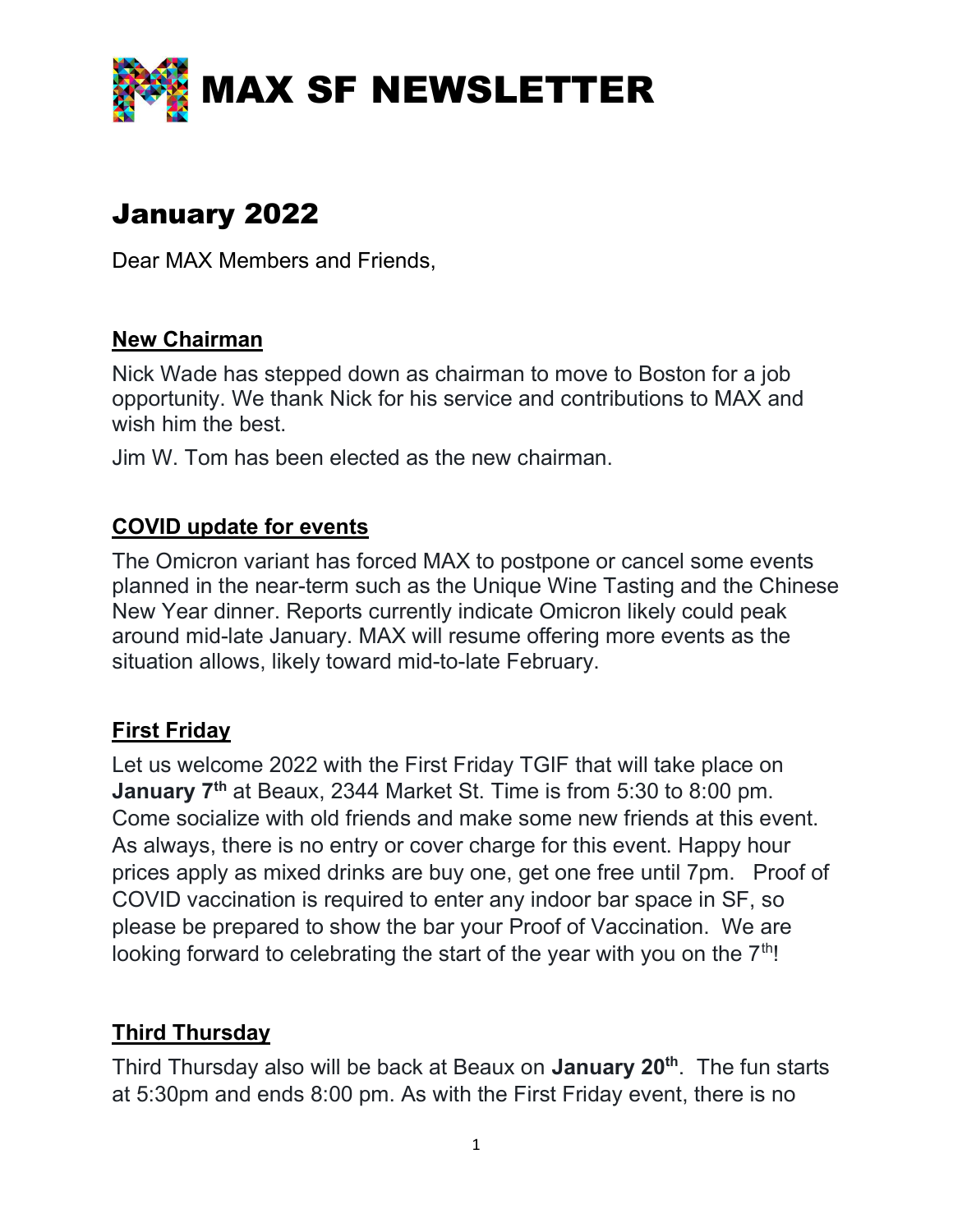# MAX SF NEWSLETTER

## January 2022

Dear MAX Members and Friends,

### New Chairman

Nick Wade has stepped down as chairman to move to Boston for a job opportunity. We thank Nick for his service and contributions to MAX and wish him the best.

Jim W. Tom has been elected as the new chairman.

### COVID update for events

The Omicron variant has forced MAX to postpone or cancel some events planned in the near-term such as the Unique Wine Tasting and the Chinese New Year dinner. Reports currently indicate Omicron likely could peak around mid-late January. MAX will resume offering more events as the situation allows, likely toward mid-to-late February.

### First Friday

Let us welcome 2022 with the First Friday TGIF that will take place on **January 7th** at Beaux, 2344 Market St. Time is from 5:30 to 8:00 pm. Come socialize with old friends and make some new friends at this event. As always, there is no entry or cover charge for this event. Happy hour prices apply as mixed drinks are buy one, get one free until 7pm. Proof of COVID vaccination is required to enter any indoor bar space in SF, so please be prepared to show the bar your Proof of Vaccination. We are looking forward to celebrating the start of the year with you on the 7th!

### Third Thursday

Third Thursday also will be back at Beaux on **January 20th**. The fun starts at 5:30pm and ends 8:00 pm. As with the First Friday event, there is no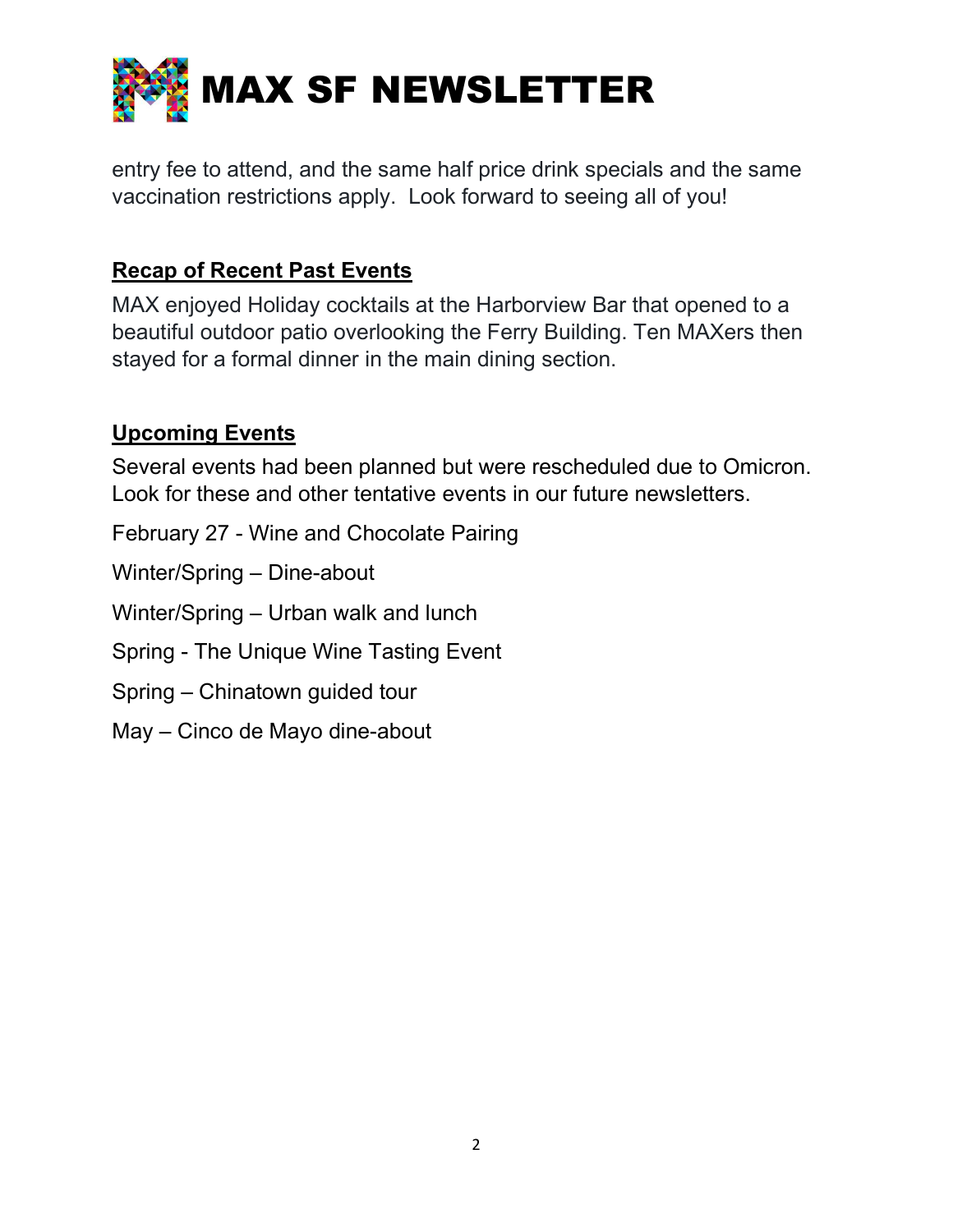entry fee to attend, and the same half price drink specials and the same vaccination restrictions apply.  Look forward to seeing all of you!

## Recap of Recent Past Events

MAX enjoyed Holiday cocktails at the Harborview Bar that opened to a beautiful outdoor patio overlooking the Ferry Building. Ten MAXers then stayed for a formal dinner in the main dining section.

## Upcoming Events

Several events had been planned but were rescheduled due to Omicron. Look for these and other tentative events in our future newsletters.

February 27 - Wine and Chocolate Pairing

Winter/Spring – Dine-about

Winter/Spring – Urban walk and lunch

Spring - The Unique Wine Tasting Event

Spring – Chinatown guided tour

May – Cinco de Mayo dine-about